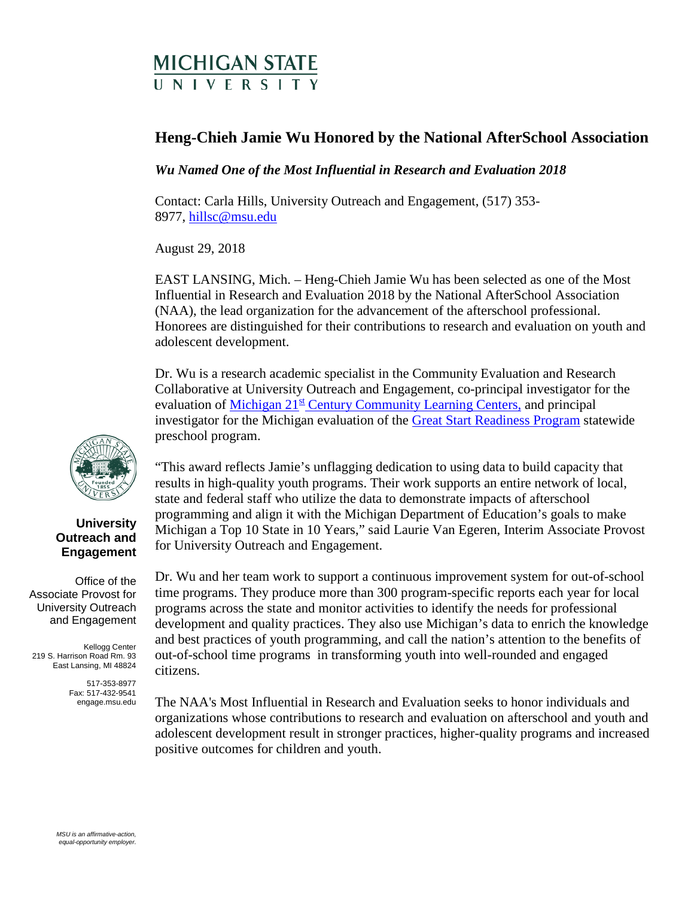MICHIGAN STATE UNIVERSITY

# Heng-Chieh Jamie Wu Honored by the National AfterSchool Association

*Wu Named One of the Most Influential in Research and Evaluation 2018*

Contact: Carla Hills, University Outreach and Engagement, (517) 353-8977, hillsc@msu.edu

August 29, 2018

EAST LANSING, Mich. – Heng-Chieh Jamie Wu has been selected as one of the Most Influential in Research and Evaluation 2018 by the National AfterSchool Association (NAA), the lead organization for the advancement of the afterschool professional. Honorees are distinguished for their contributions to research and evaluation on youth and adolescent development.

Dr. Wu is a research academic specialist in the Community Evaluation and Research Collaborative at University Outreach and Engagement, co-principal investigator for the evaluation of Michigan 21st Century Community Learning Centers, and principal investigator for the Michigan evaluation of the Great Start Readiness Program statewide preschool program.

"This award reflects Jamie's unflagging dedication to using data to build capacity that results in high-quality youth programs. Their work supports an entire network of local, state and federal staff who utilize the data to demonstrate impacts of afterschool programming and align it with the Michigan Department of Education's goals to make Michigan a Top 10 State in 10 Years," said Laurie Van Egeren, Interim Associate Provost for University Outreach and Engagement.

Dr. Wu and her team work to support a continuous improvement system for out-of-school time programs. They produce more than 300 program-specific reports each year for local programs across the state and monitor activities to identify the needs for professional development and quality practices. They also use Michigan's data to enrich the knowledge and best practices of youth programming, and call the nation's attention to the benefits of out-of-school time programs in transforming youth into well-rounded and engaged citizens.

The NAA's Most Influential in Research and Evaluation seeks to honor individuals and organizations whose contributions to research and evaluation on afterschool and youth and adolescent development result in stronger practices, higher-quality programs and increased positive outcomes for children and youth.

**University Outreach and Engagement**

Office of the Associate Provost for University Outreach and Engagement

Kellogg Center
219 S. Harrison Road Rm. 93
East Lansing, MI 48824

517-353-8977
Fax: 517-432-9541
engage.msu.edu

*MSU is an affirmative-action, equal-opportunity employer.*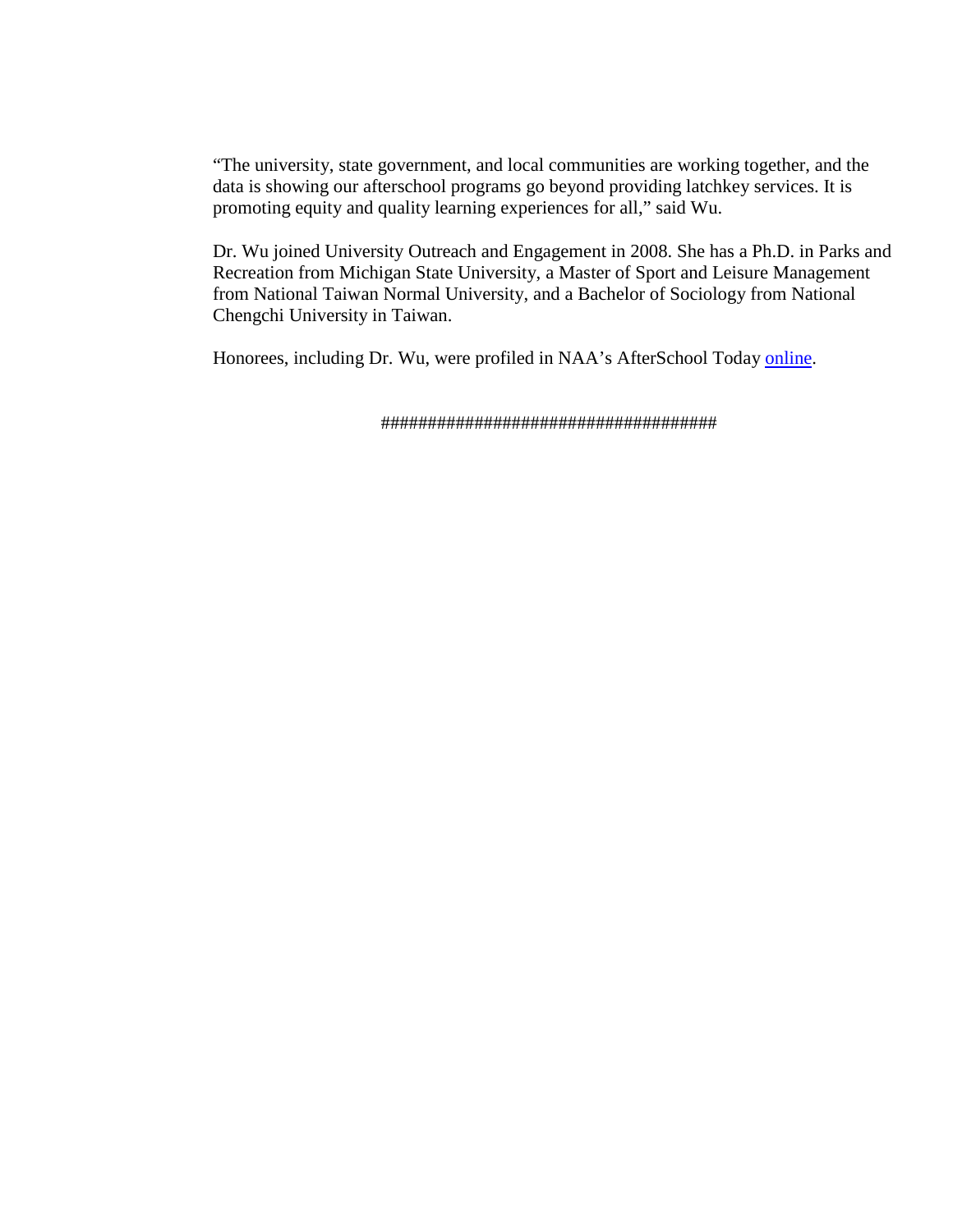"The university, state government, and local communities are working together, and the data is showing our afterschool programs go beyond providing latchkey services. It is promoting equity and quality learning experiences for all," said Wu.

Dr. Wu joined University Outreach and Engagement in 2008. She has a Ph.D. in Parks and Recreation from Michigan State University, a Master of Sport and Leisure Management from National Taiwan Normal University, and a Bachelor of Sociology from National Chengchi University in Taiwan.

Honorees, including Dr. Wu, were profiled in NAA's AfterSchool Today online.

###################################